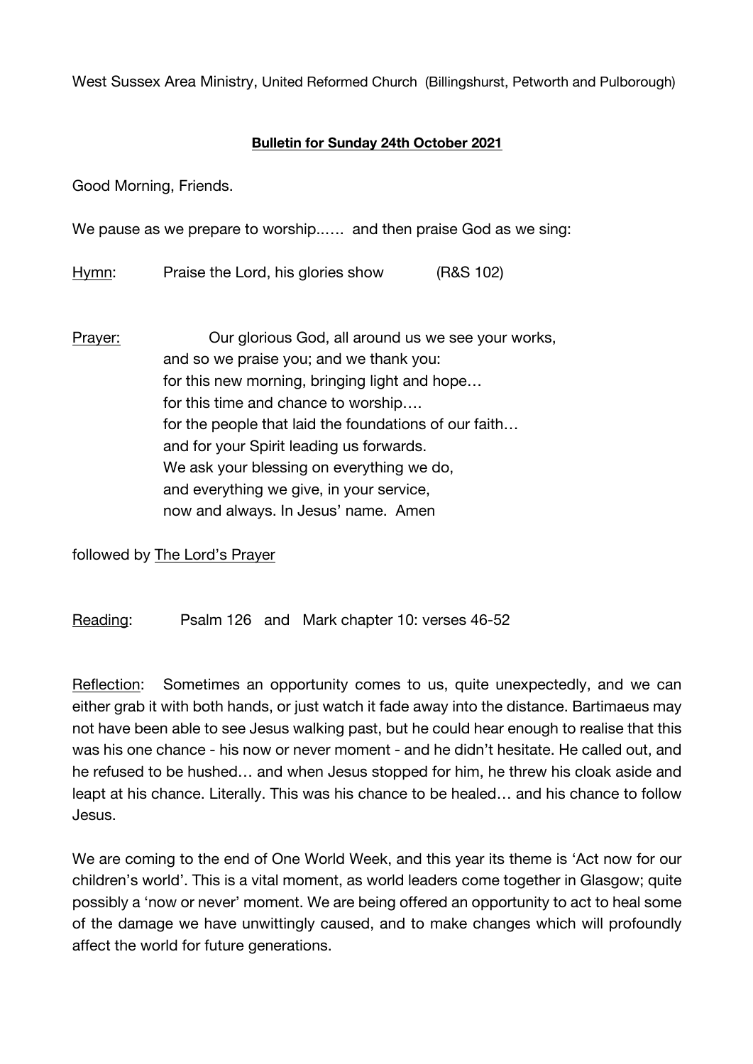West Sussex Area Ministry, United Reformed Church (Billingshurst, Petworth and Pulborough)

**Bulletin for Sunday 24th October 2021**

Good Morning, Friends.

We pause as we prepare to worship...... and then praise God as we sing:

Hymn: Praise the Lord, his glories show (R&S 102)

Prayer: Our glorious God, all around us we see your works,
and so we praise you; and we thank you:
for this new morning, bringing light and hope…
for this time and chance to worship….
for the people that laid the foundations of our faith…
and for your Spirit leading us forwards.
We ask your blessing on everything we do,
and everything we give, in your service,
now and always. In Jesus' name. Amen

followed by The Lord's Prayer

Reading: Psalm 126 and Mark chapter 10: verses 46-52

Reflection: Sometimes an opportunity comes to us, quite unexpectedly, and we can either grab it with both hands, or just watch it fade away into the distance. Bartimaeus may not have been able to see Jesus walking past, but he could hear enough to realise that this was his one chance - his now or never moment - and he didn't hesitate. He called out, and he refused to be hushed… and when Jesus stopped for him, he threw his cloak aside and leapt at his chance. Literally. This was his chance to be healed… and his chance to follow Jesus.

We are coming to the end of One World Week, and this year its theme is 'Act now for our children's world'. This is a vital moment, as world leaders come together in Glasgow; quite possibly a 'now or never' moment. We are being offered an opportunity to act to heal some of the damage we have unwittingly caused, and to make changes which will profoundly affect the world for future generations.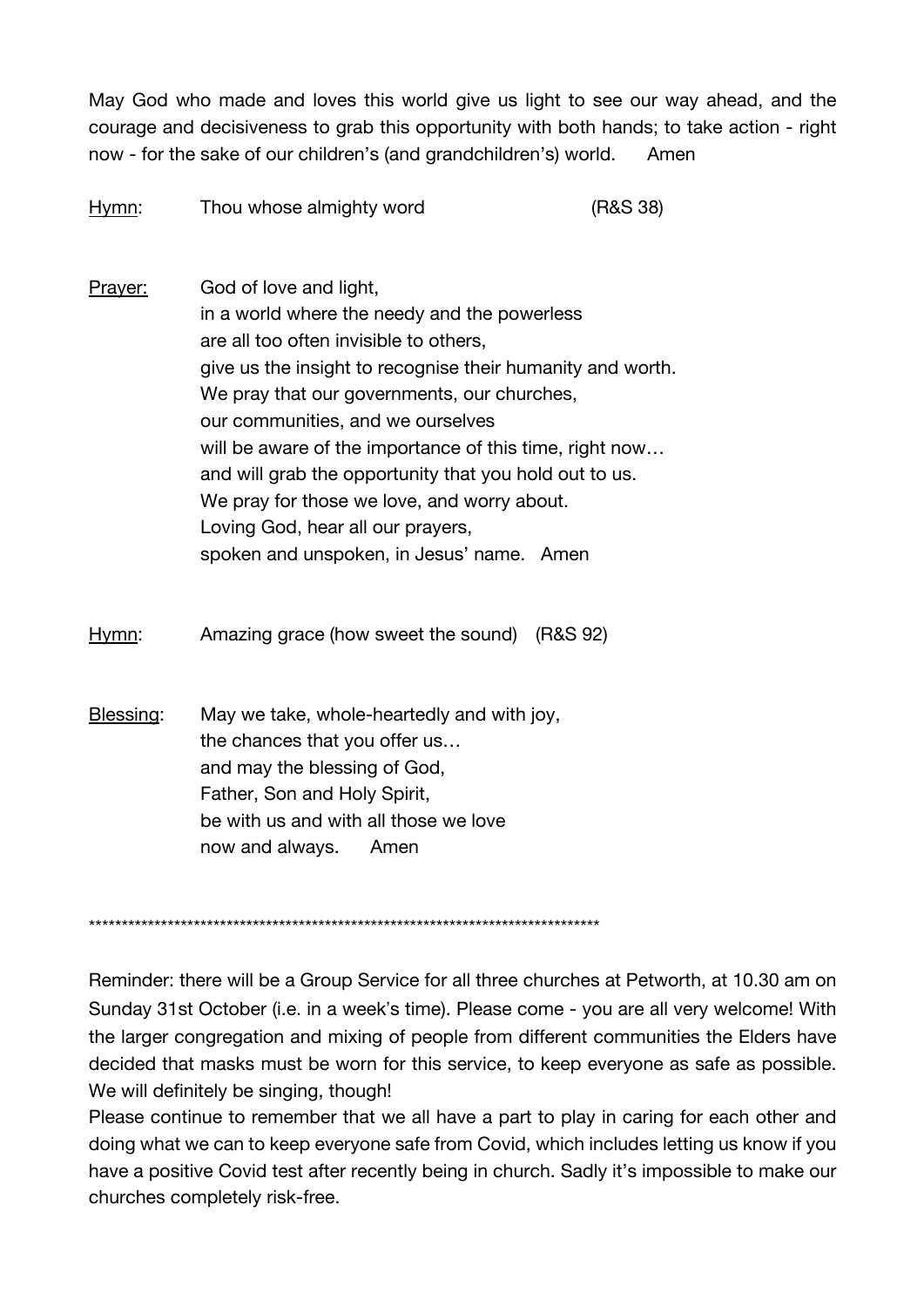May God who made and loves this world give us light to see our way ahead, and the courage and decisiveness to grab this opportunity with both hands; to take action - right now - for the sake of our children's (and grandchildren's) world.     Amen

<u>Hymn</u>:     Thou whose almighty word     (R&S 38)

<u>Prayer:</u>     God of love and light,
in a world where the needy and the powerless
are all too often invisible to others,
give us the insight to recognise their humanity and worth.
We pray that our governments, our churches,
our communities, and we ourselves
will be aware of the importance of this time, right now…
and will grab the opportunity that you hold out to us.
We pray for those we love, and worry about.
Loving God, hear all our prayers,
spoken and unspoken, in Jesus' name.   Amen

<u>Hymn</u>:     Amazing grace (how sweet the sound)   (R&S 92)

<u>Blessing</u>:     May we take, whole-heartedly and with joy,
the chances that you offer us…
and may the blessing of God,
Father, Son and Holy Spirit,
be with us and with all those we love
now and always.     Amen

*******************************************************************************

Reminder: there will be a Group Service for all three churches at Petworth, at 10.30 am on Sunday 31st October (i.e. in a week's time). Please come - you are all very welcome! With the larger congregation and mixing of people from different communities the Elders have decided that masks must be worn for this service, to keep everyone as safe as possible. We will definitely be singing, though!

Please continue to remember that we all have a part to play in caring for each other and doing what we can to keep everyone safe from Covid, which includes letting us know if you have a positive Covid test after recently being in church. Sadly it's impossible to make our churches completely risk-free.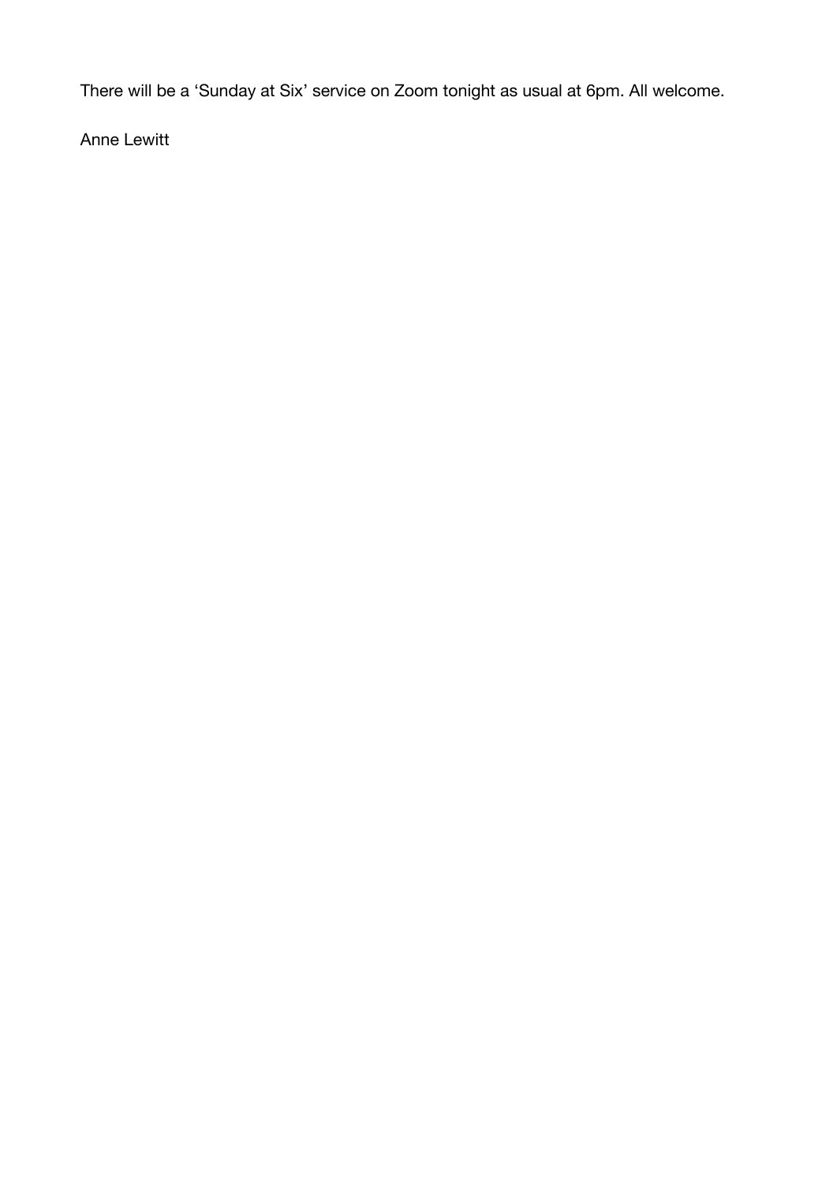There will be a ‘Sunday at Six’ service on Zoom tonight as usual at 6pm. All welcome.

Anne Lewitt